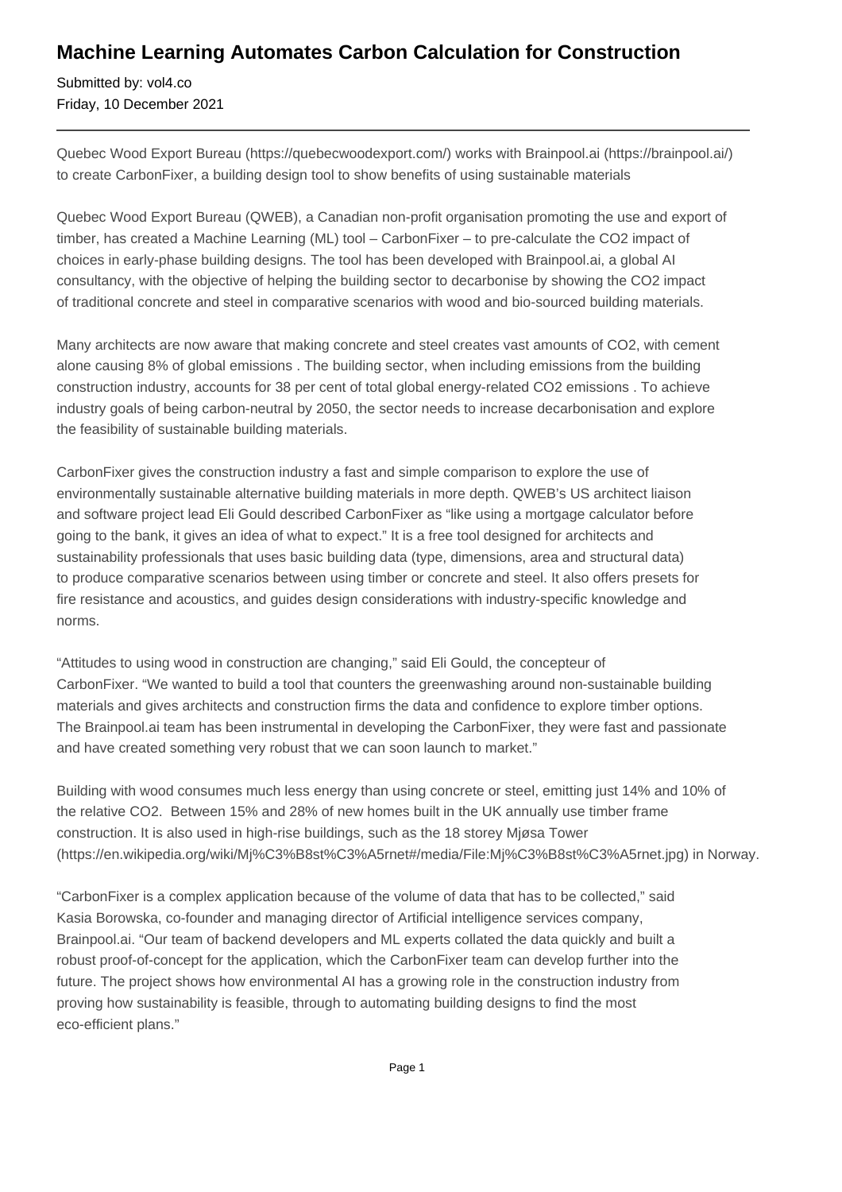# Machine Learning Automates Carbon Calculation for Construction

Submitted by: vol4.co
Friday, 10 December 2021

---

Quebec Wood Export Bureau (https://quebecwoodexport.com/) works with Brainpool.ai (https://brainpool.ai/) to create CarbonFixer, a building design tool to show benefits of using sustainable materials

Quebec Wood Export Bureau (QWEB), a Canadian non-profit organisation promoting the use and export of timber, has created a Machine Learning (ML) tool – CarbonFixer – to pre-calculate the $CO_2$ impact of choices in early-phase building designs. The tool has been developed with Brainpool.ai, a global AI consultancy, with the objective of helping the building sector to decarbonise by showing the $CO_2$ impact of traditional concrete and steel in comparative scenarios with wood and bio-sourced building materials.

Many architects are now aware that making concrete and steel creates vast amounts of $CO_2$, with cement alone causing 8% of global emissions . The building sector, when including emissions from the building construction industry, accounts for 38 per cent of total global energy-related $CO_2$ emissions . To achieve industry goals of being carbon-neutral by 2050, the sector needs to increase decarbonisation and explore the feasibility of sustainable building materials.

CarbonFixer gives the construction industry a fast and simple comparison to explore the use of environmentally sustainable alternative building materials in more depth. QWEB's US architect liaison and software project lead Eli Gould described CarbonFixer as "like using a mortgage calculator before going to the bank, it gives an idea of what to expect." It is a free tool designed for architects and sustainability professionals that uses basic building data (type, dimensions, area and structural data) to produce comparative scenarios between using timber or concrete and steel. It also offers presets for fire resistance and acoustics, and guides design considerations with industry-specific knowledge and norms.

"Attitudes to using wood in construction are changing," said Eli Gould, the concepteur of CarbonFixer. "We wanted to build a tool that counters the greenwashing around non-sustainable building materials and gives architects and construction firms the data and confidence to explore timber options. The Brainpool.ai team has been instrumental in developing the CarbonFixer, they were fast and passionate and have created something very robust that we can soon launch to market."

Building with wood consumes much less energy than using concrete or steel, emitting just 14% and 10% of the relative $CO_2$. Between 15% and 28% of new homes built in the UK annually use timber frame construction. It is also used in high-rise buildings, such as the 18 storey Mjøsa Tower (https://en.wikipedia.org/wiki/Mj%C3%B8st%C3%A5rnet#/media/File:Mj%C3%B8st%C3%A5rnet.jpg) in Norway.

"CarbonFixer is a complex application because of the volume of data that has to be collected," said Kasia Borowska, co-founder and managing director of Artificial intelligence services company, Brainpool.ai. "Our team of backend developers and ML experts collated the data quickly and built a robust proof-of-concept for the application, which the CarbonFixer team can develop further into the future. The project shows how environmental AI has a growing role in the construction industry from proving how sustainability is feasible, through to automating building designs to find the most eco-efficient plans."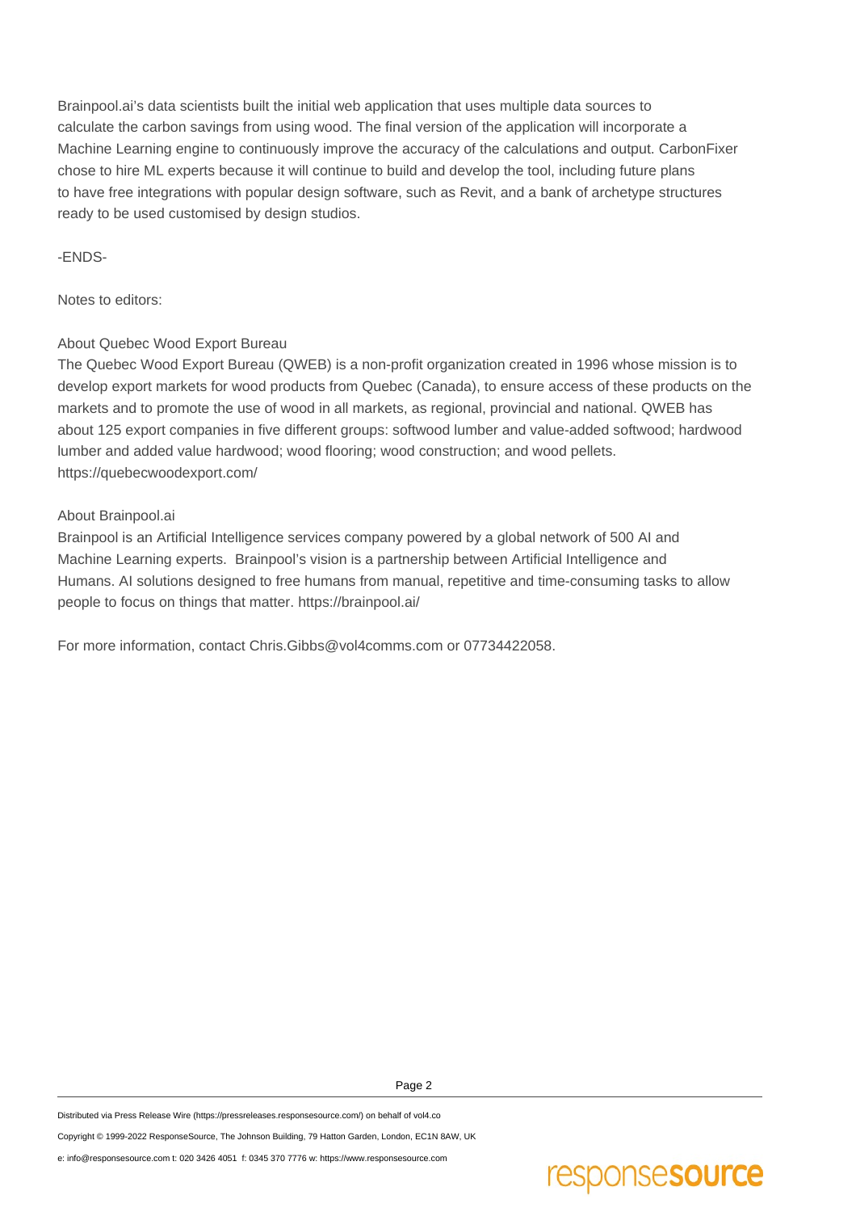Brainpool.ai's data scientists built the initial web application that uses multiple data sources to calculate the carbon savings from using wood. The final version of the application will incorporate a Machine Learning engine to continuously improve the accuracy of the calculations and output. CarbonFixer chose to hire ML experts because it will continue to build and develop the tool, including future plans to have free integrations with popular design software, such as Revit, and a bank of archetype structures ready to be used customised by design studios.

-ENDS-

Notes to editors:

About Quebec Wood Export Bureau
The Quebec Wood Export Bureau (QWEB) is a non-profit organization created in 1996 whose mission is to develop export markets for wood products from Quebec (Canada), to ensure access of these products on the markets and to promote the use of wood in all markets, as regional, provincial and national. QWEB has about 125 export companies in five different groups: softwood lumber and value-added softwood; hardwood lumber and added value hardwood; wood flooring; wood construction; and wood pellets. https://quebecwoodexport.com/

About Brainpool.ai
Brainpool is an Artificial Intelligence services company powered by a global network of 500 AI and Machine Learning experts. Brainpool's vision is a partnership between Artificial Intelligence and Humans. AI solutions designed to free humans from manual, repetitive and time-consuming tasks to allow people to focus on things that matter. https://brainpool.ai/

For more information, contact Chris.Gibbs@vol4comms.com or 07734422058.